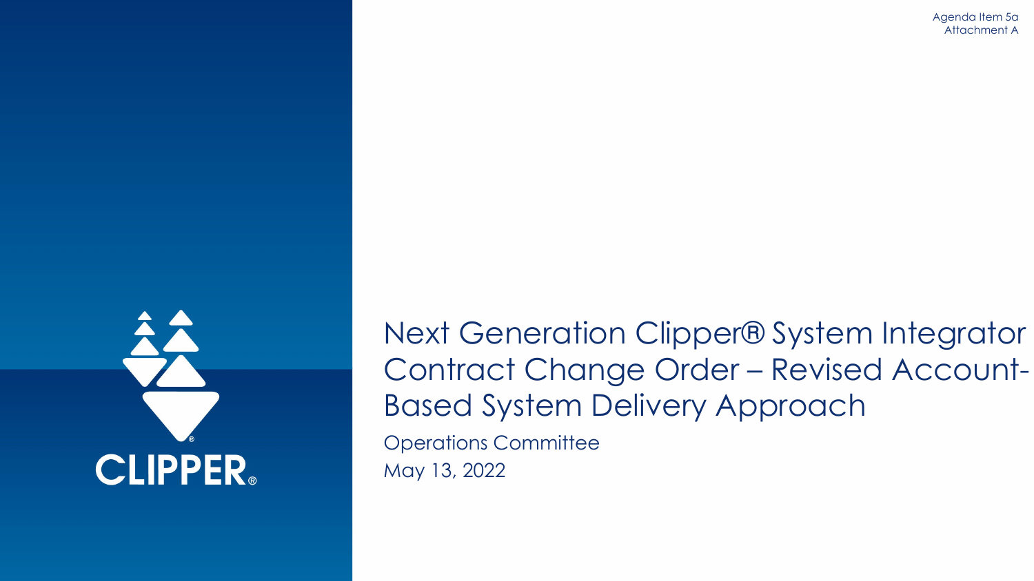Agenda Item 5a
Attachment A

CLIPPER®

# Next Generation Clipper® System Integrator Contract Change Order – Revised Account-Based System Delivery Approach

Operations Committee

May 13, 2022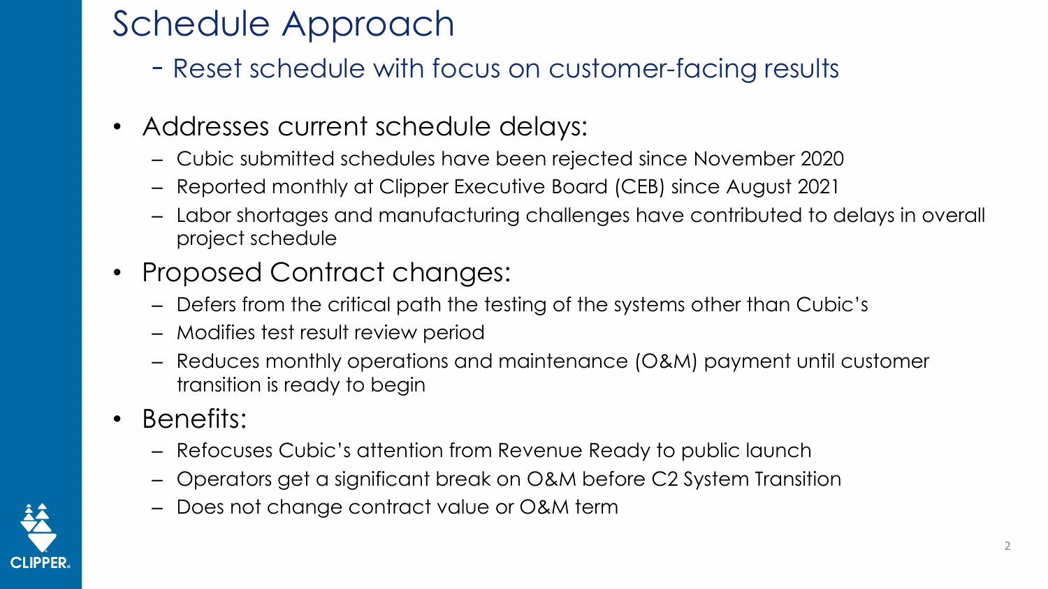# Schedule Approach

## - Reset schedule with focus on customer-facing results

- Addresses current schedule delays:
  - Cubic submitted schedules have been rejected since November 2020
  - Reported monthly at Clipper Executive Board (CEB) since August 2021
  - Labor shortages and manufacturing challenges have contributed to delays in overall project schedule
- Proposed Contract changes:
  - Defers from the critical path the testing of the systems other than Cubic's
  - Modifies test result review period
  - Reduces monthly operations and maintenance (O&M) payment until customer transition is ready to begin
- Benefits:
  - Refocuses Cubic's attention from Revenue Ready to public launch
  - Operators get a significant break on O&M before C2 System Transition
  - Does not change contract value or O&M term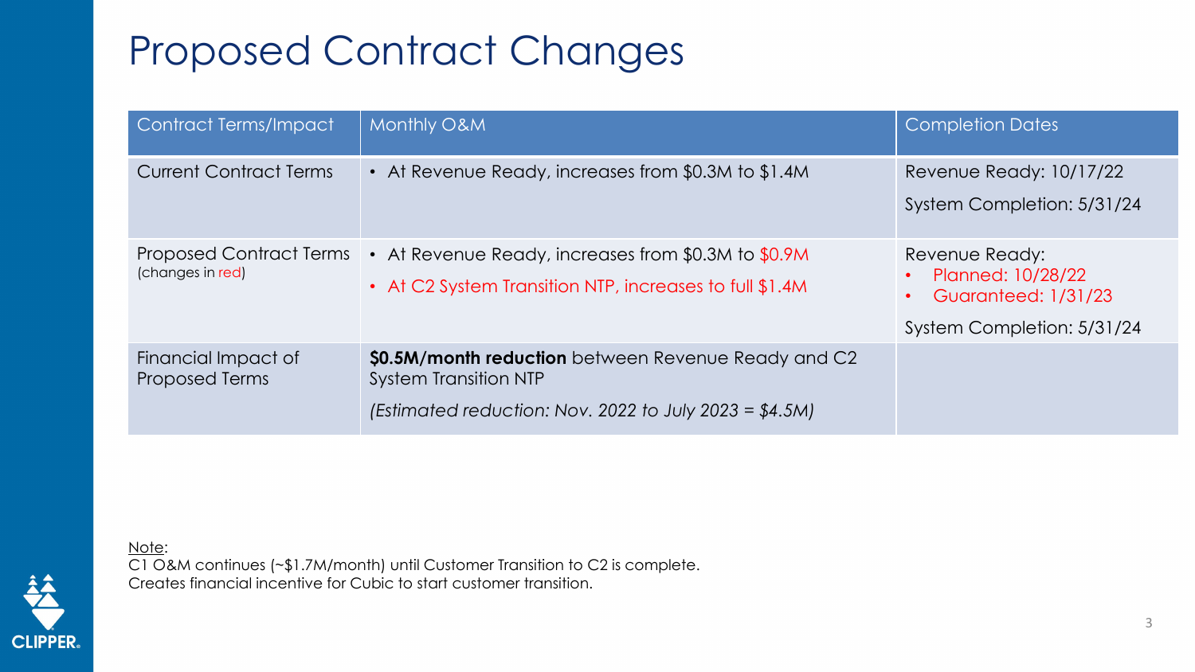# Proposed Contract Changes

| Contract Terms/Impact | Monthly O&M | Completion Dates |
|---|---|---|
| Current Contract Terms | • At Revenue Ready, increases from $0.3M to $1.4M | Revenue Ready: 10/17/22<br>System Completion: 5/31/24 |
| Proposed Contract Terms<br>(changes in red) | • At Revenue Ready, increases from $0.3M to $0.9M<br>• At C2 System Transition NTP, increases to full $1.4M | Revenue Ready:<br>• Planned: 10/28/22<br>• Guaranteed: 1/31/23<br>System Completion: 5/31/24 |
| Financial Impact of Proposed Terms | **$0.5M/month reduction** between Revenue Ready and C2 System Transition NTP<br>*(Estimated reduction: Nov. 2022 to July 2023 = $4.5M)* | |

Note:
C1 O&M continues (~$1.7M/month) until Customer Transition to C2 is complete.
Creates financial incentive for Cubic to start customer transition.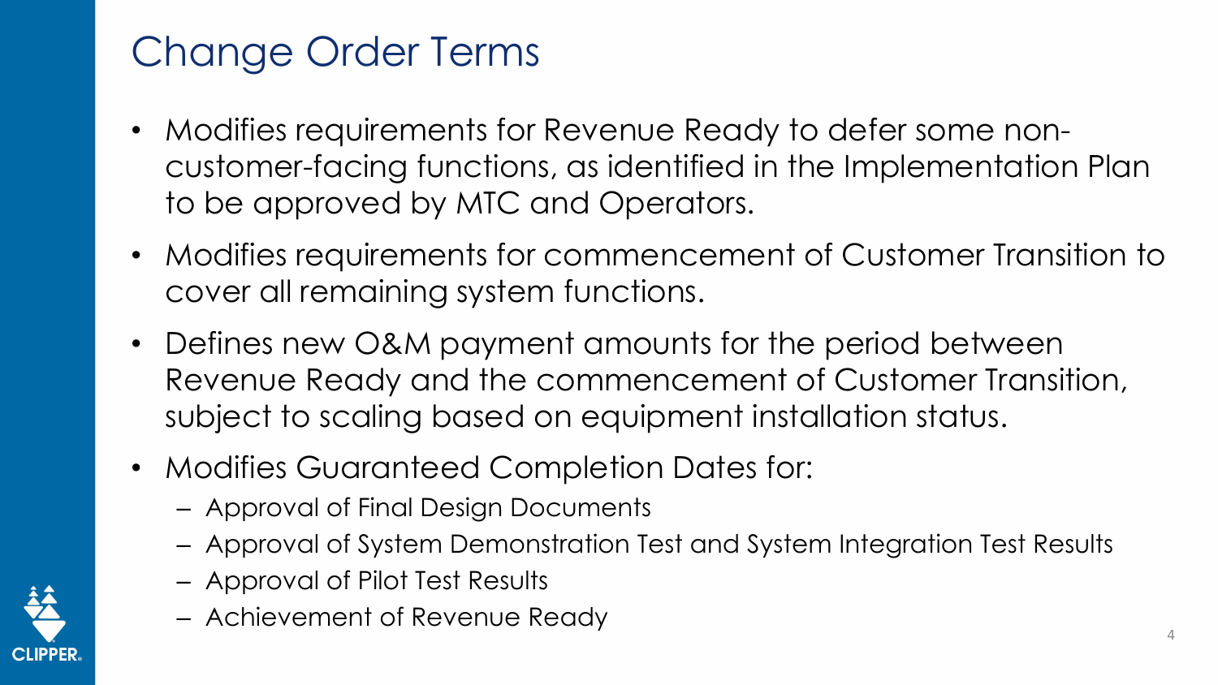# Change Order Terms

- Modifies requirements for Revenue Ready to defer some non-customer-facing functions, as identified in the Implementation Plan to be approved by MTC and Operators.
- Modifies requirements for commencement of Customer Transition to cover all remaining system functions.
- Defines new O&M payment amounts for the period between Revenue Ready and the commencement of Customer Transition, subject to scaling based on equipment installation status.
- Modifies Guaranteed Completion Dates for:
  - Approval of Final Design Documents
  - Approval of System Demonstration Test and System Integration Test Results
  - Approval of Pilot Test Results
  - Achievement of Revenue Ready